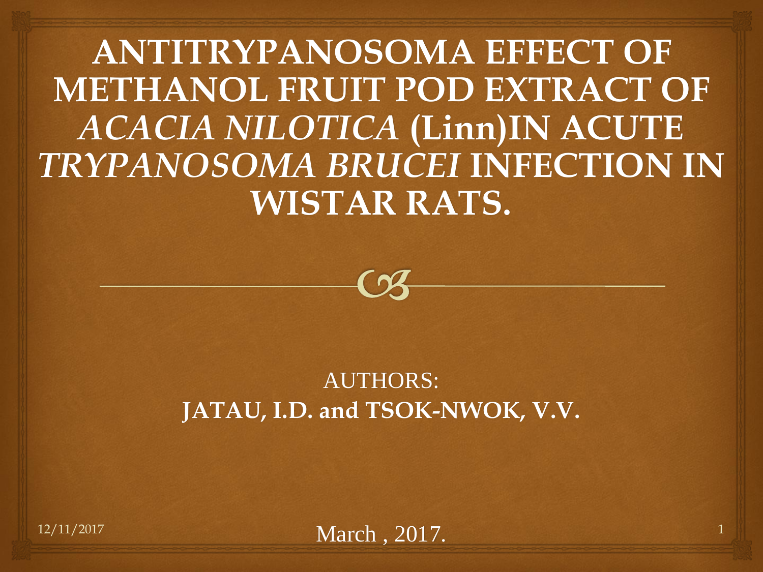# ANTITRYPANOSOMA EFFECT OF METHANOL FRUIT POD EXTRACT OF *ACACIA NILOTICA* (Linn)IN ACUTE *TRYPANOSOMA BRUCEI* INFECTION IN WISTAR RATS.

AUTHORS:

**JATAU, I.D. and TSOK-NWOK, V.V.**

March , 2017.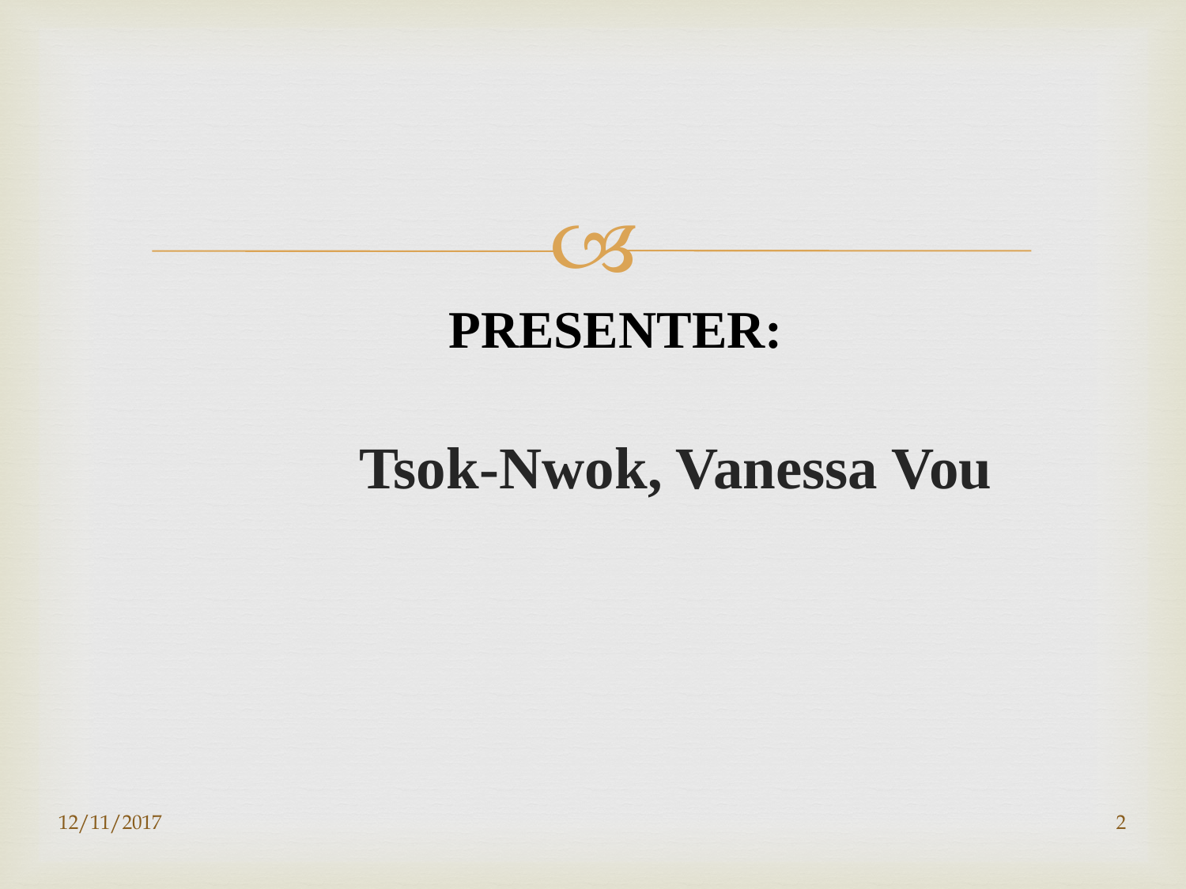**PRESENTER:**

**Tsok-Nwok, Vanessa Vou**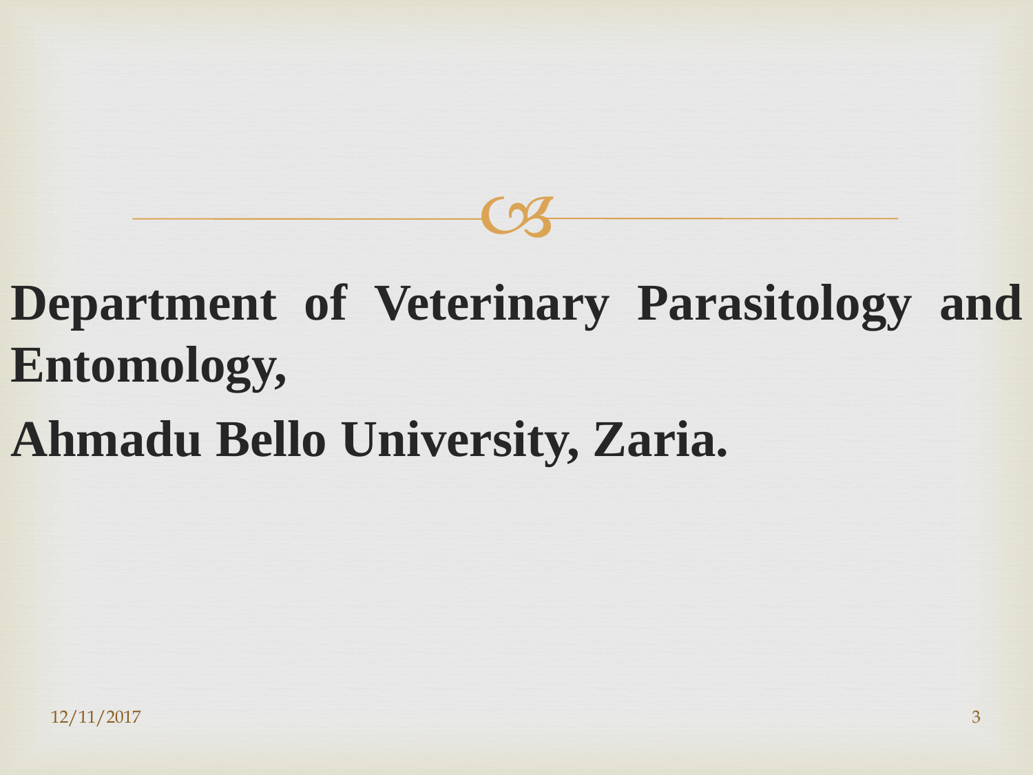**Department of Veterinary Parasitology and Entomology,**

**Ahmadu Bello University, Zaria.**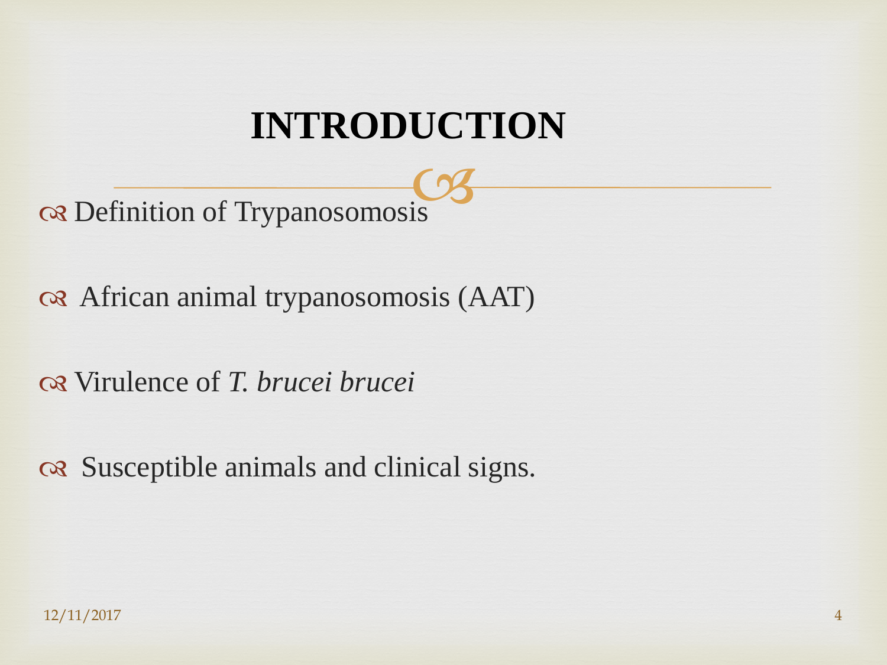# INTRODUCTION

- Definition of Trypanosomosis
- African animal trypanosomosis (AAT)
- Virulence of *T. brucei brucei*
- Susceptible animals and clinical signs.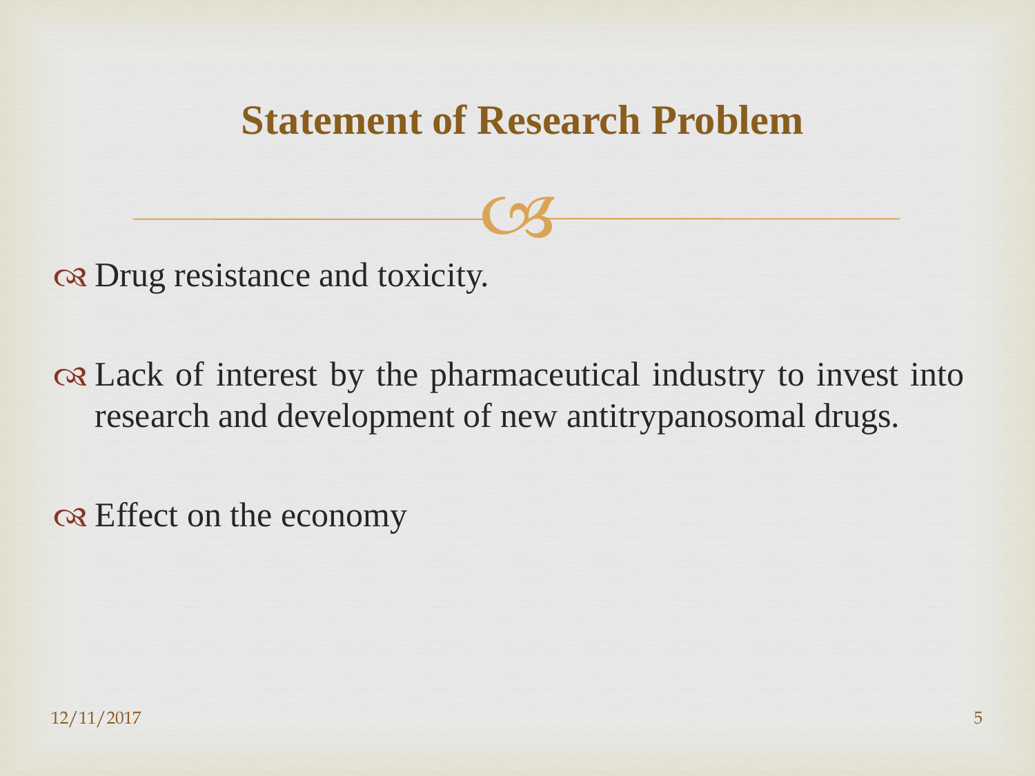## Statement of Research Problem

- Drug resistance and toxicity.
- Lack of interest by the pharmaceutical industry to invest into research and development of new antitrypanosomal drugs.
- Effect on the economy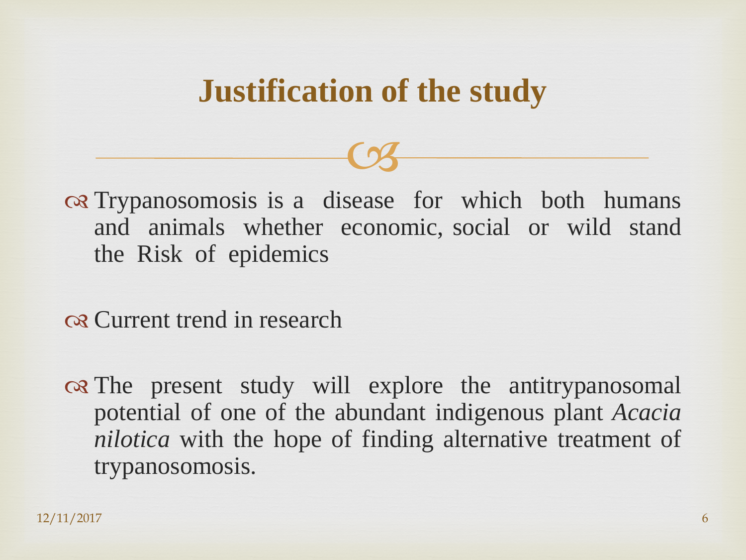## Justification of the study

- Trypanosomosis is a disease for which both humans and animals whether economic, social or wild stand the Risk of epidemics
- Current trend in research
- The present study will explore the antitrypanosomal potential of one of the abundant indigenous plant *Acacia nilotica* with the hope of finding alternative treatment of trypanosomosis.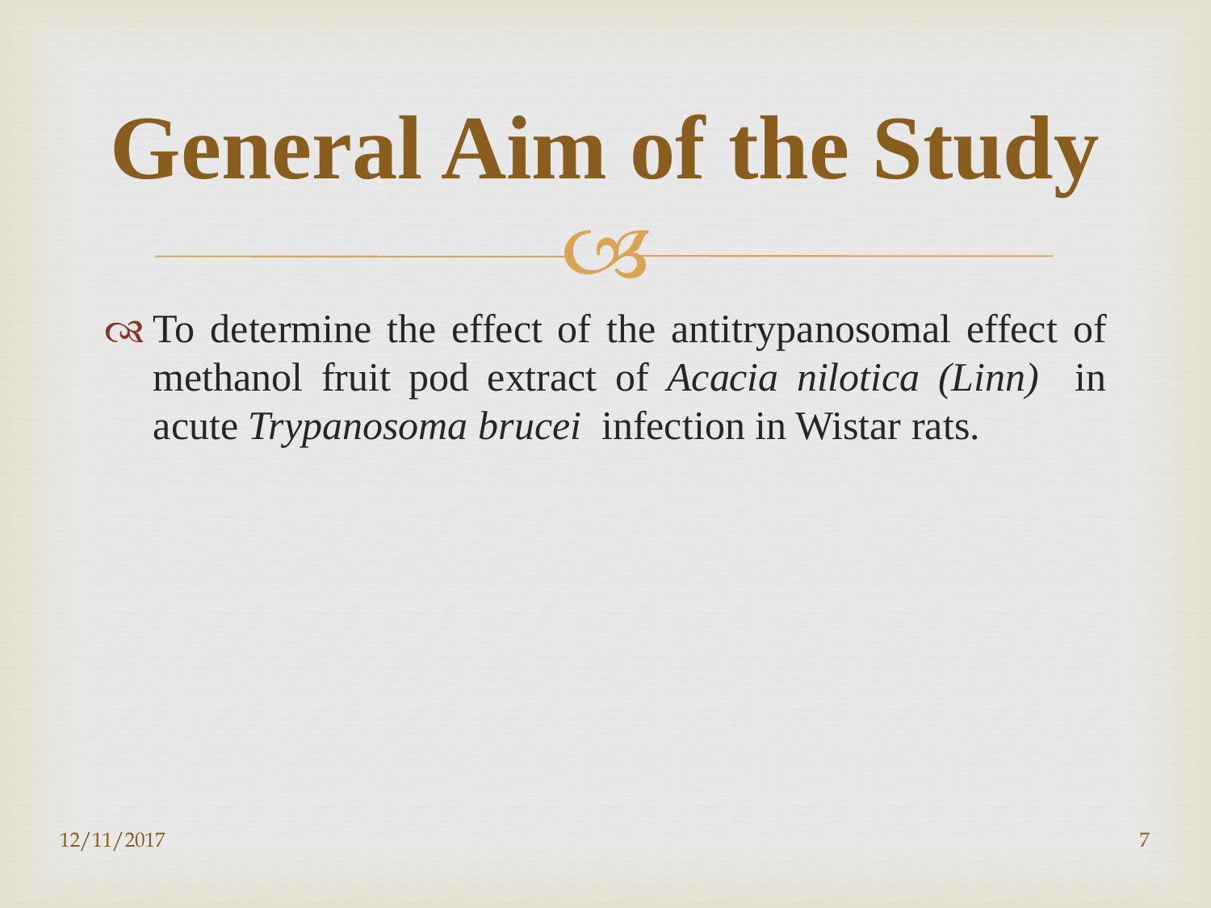# General Aim of the Study

- To determine the effect of the antitrypanosomal effect of methanol fruit pod extract of *Acacia nilotica (Linn)* in acute *Trypanosoma brucei* infection in Wistar rats.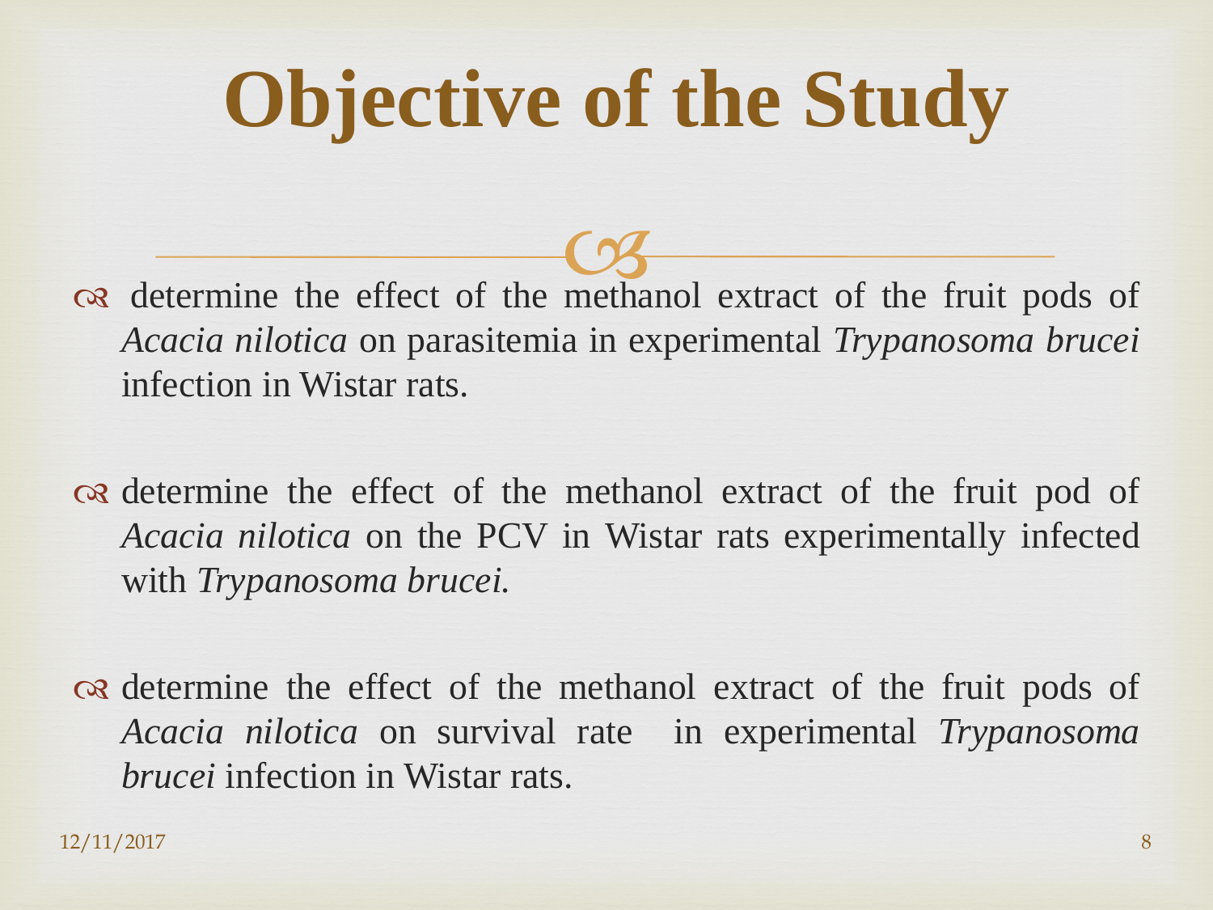# Objective of the Study

- determine the effect of the methanol extract of the fruit pods of *Acacia nilotica* on parasitemia in experimental *Trypanosoma brucei* infection in Wistar rats.

- determine the effect of the methanol extract of the fruit pod of *Acacia nilotica* on the PCV in Wistar rats experimentally infected with *Trypanosoma brucei.*

- determine the effect of the methanol extract of the fruit pods of *Acacia nilotica* on survival rate in experimental *Trypanosoma brucei* infection in Wistar rats.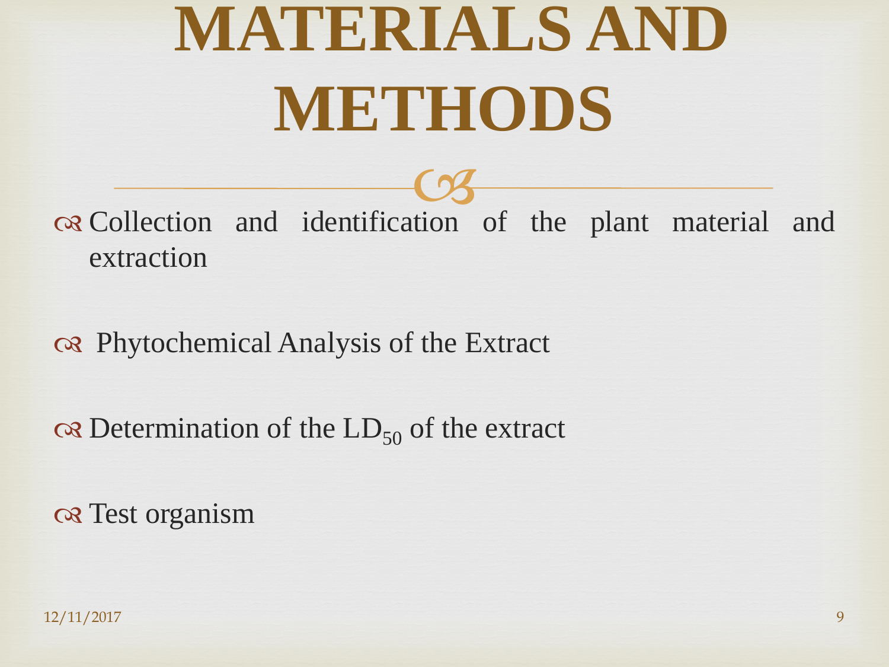# MATERIALS AND METHODS

- Collection and identification of the plant material and extraction
- Phytochemical Analysis of the Extract
- Determination of the $LD_{50}$ of the extract
- Test organism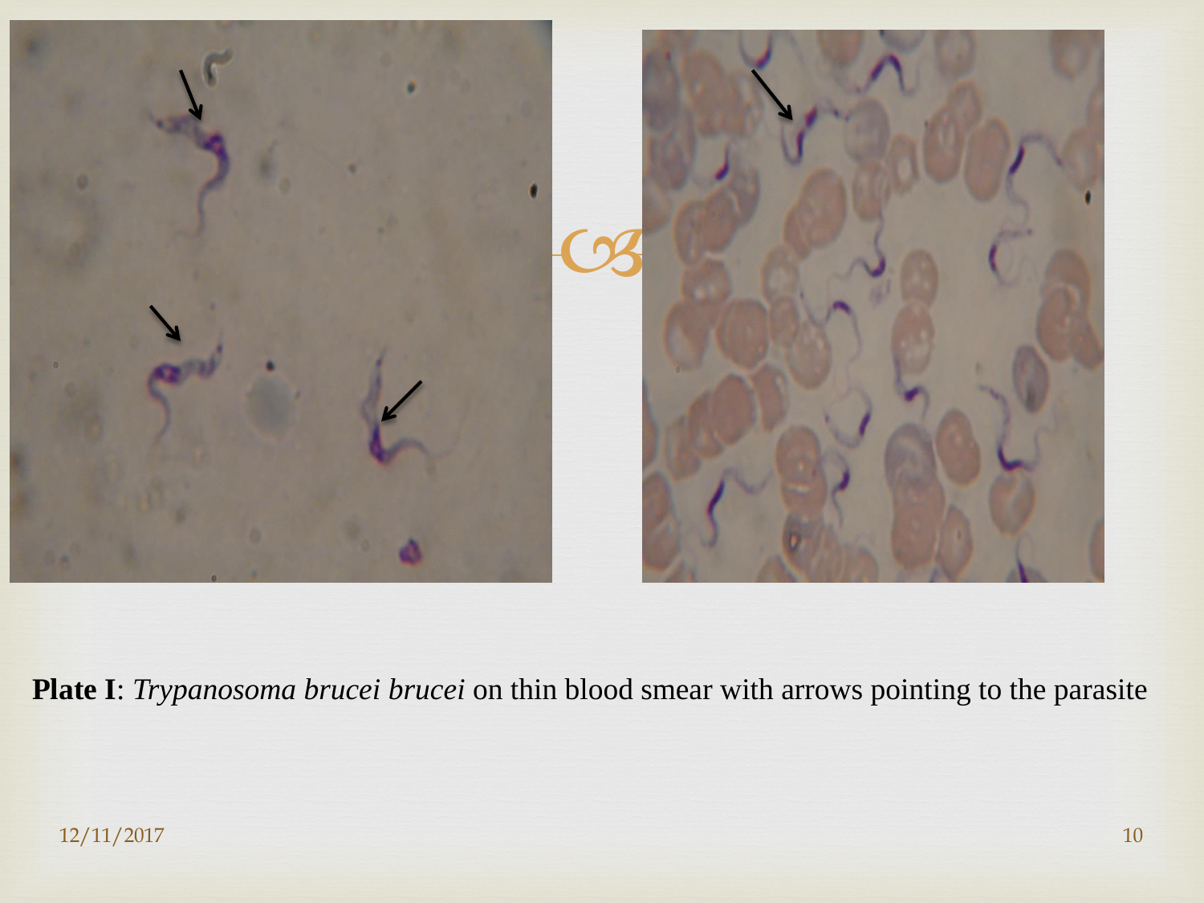**Plate I**: *Trypanosoma brucei brucei* on thin blood smear with arrows pointing to the parasite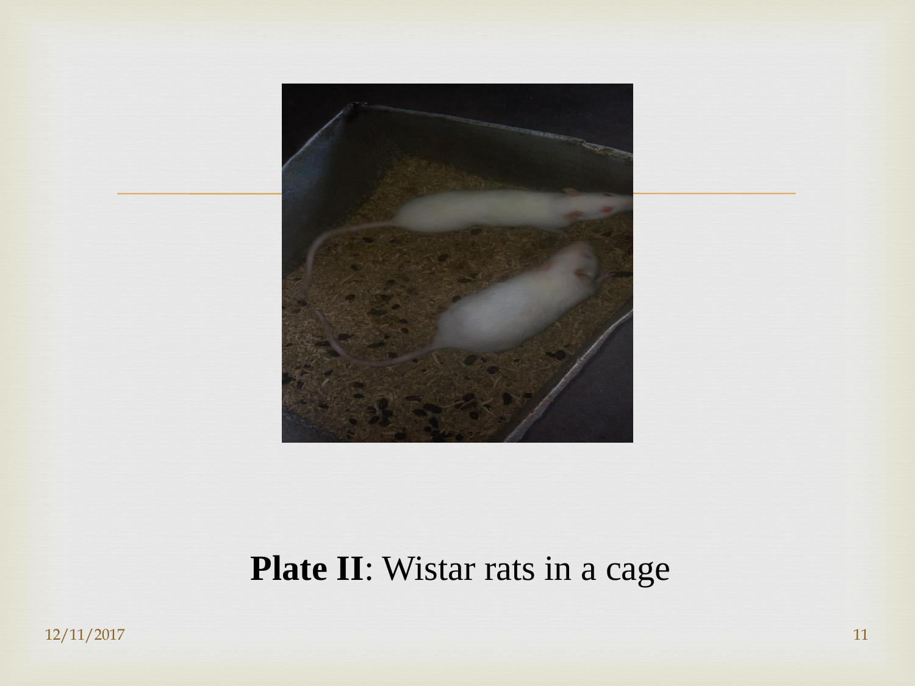**Plate II**: Wistar rats in a cage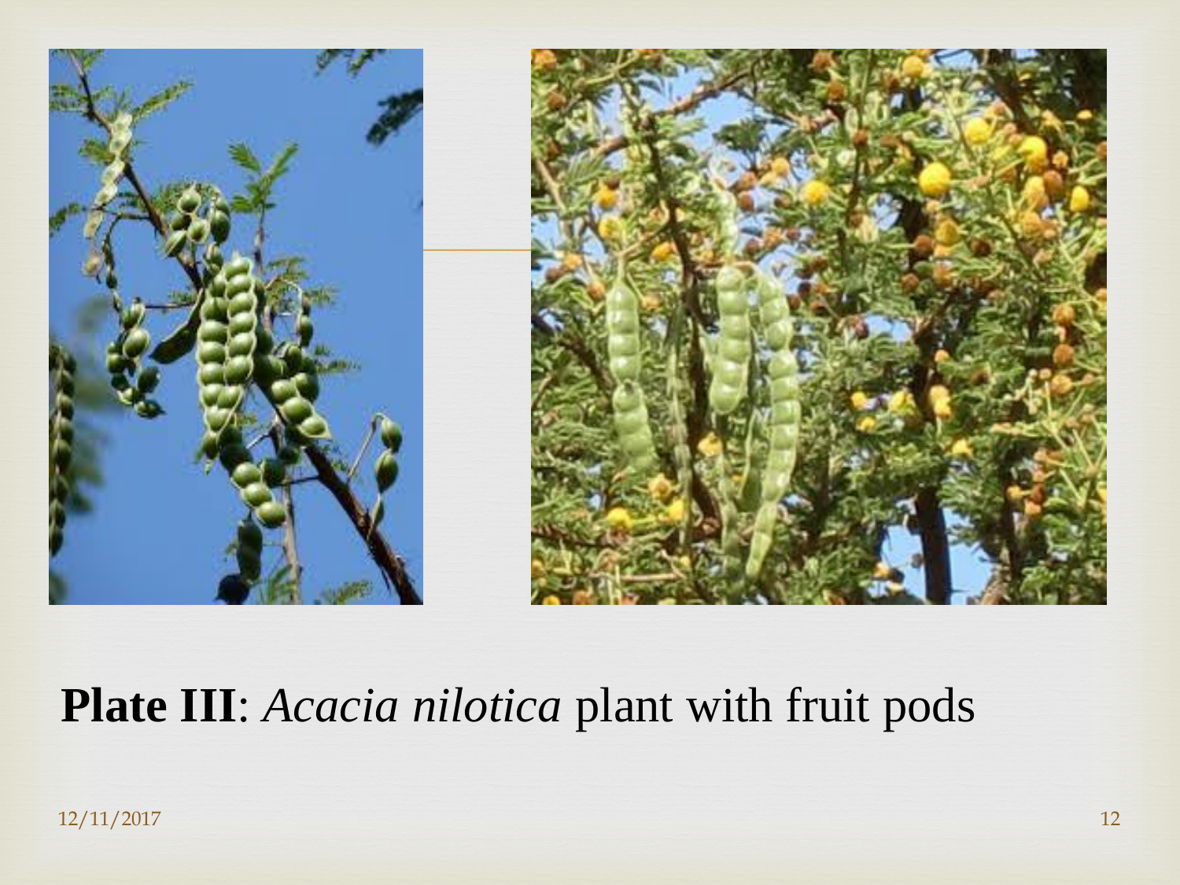**Plate III**: *Acacia nilotica* plant with fruit pods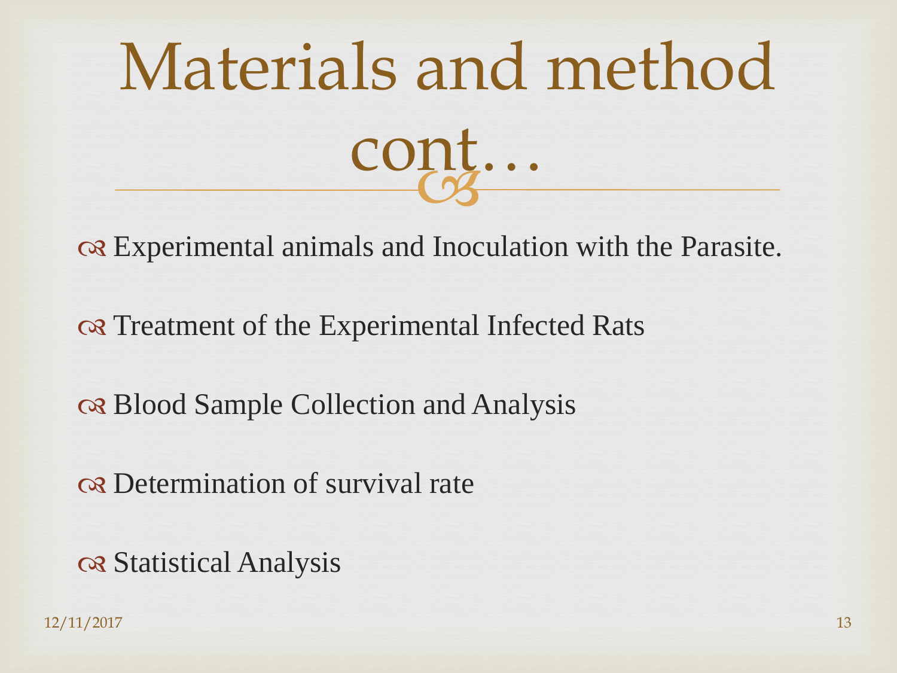# Materials and method cont…

- Experimental animals and Inoculation with the Parasite.
- Treatment of the Experimental Infected Rats
- Blood Sample Collection and Analysis
- Determination of survival rate
- Statistical Analysis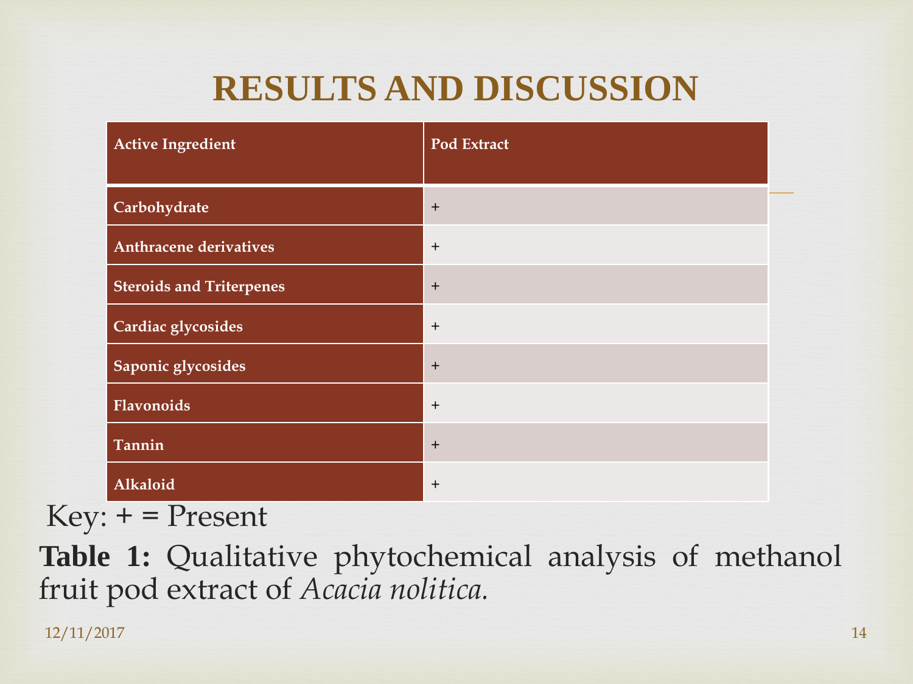# RESULTS AND DISCUSSION

| Active Ingredient | Pod Extract |
|---|---|
| **Carbohydrate** | + |
| **Anthracene derivatives** | + |
| **Steroids and Triterpenes** | + |
| **Cardiac glycosides** | + |
| **Saponic glycosides** | + |
| **Flavonoids** | + |
| **Tannin** | + |
| **Alkaloid** | + |

Key: + = Present

**Table 1:** Qualitative phytochemical analysis of methanol fruit pod extract of *Acacia nolitica.*

12/11/2017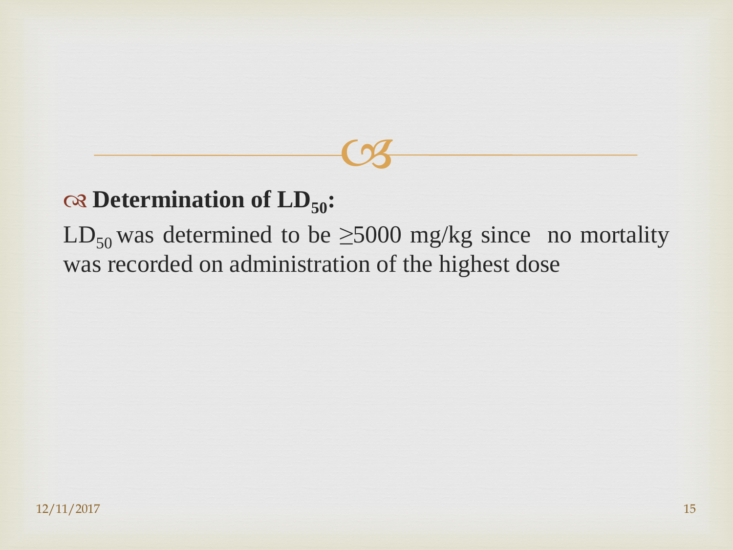## Determination of $LD_{50}$:

$LD_{50}$ was determined to be ≥5000 mg/kg since no mortality was recorded on administration of the highest dose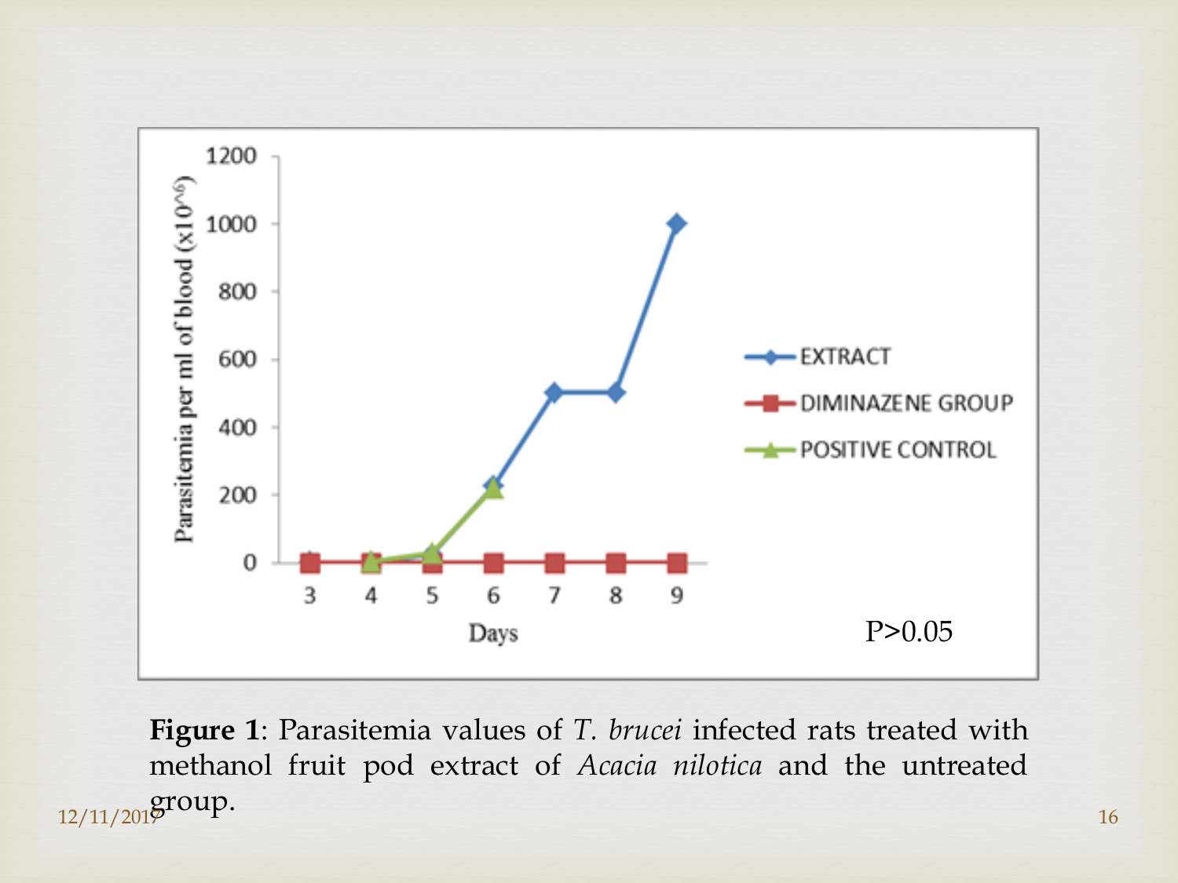P>0.05

**Figure 1**: Parasitemia values of *T. brucei* infected rats treated with methanol fruit pod extract of *Acacia nilotica* and the untreated group.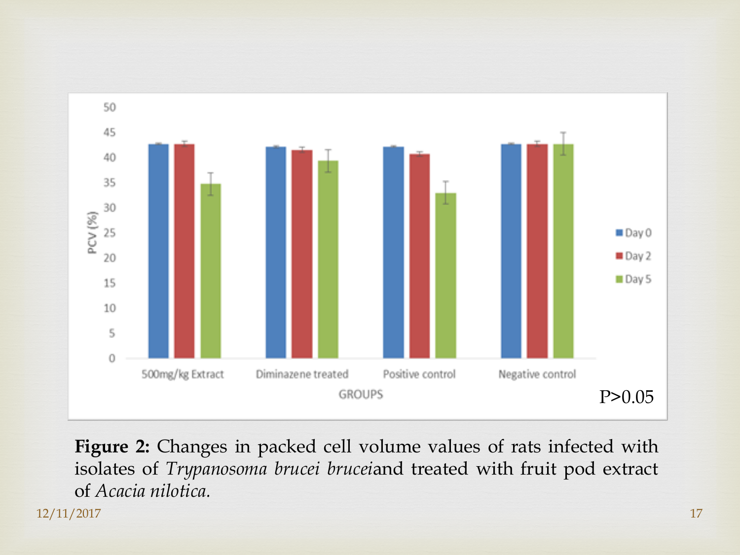**Figure 2:** Changes in packed cell volume values of rats infected with isolates of *Trypanosoma brucei brucei*and treated with fruit pod extract of *Acacia nilotica.*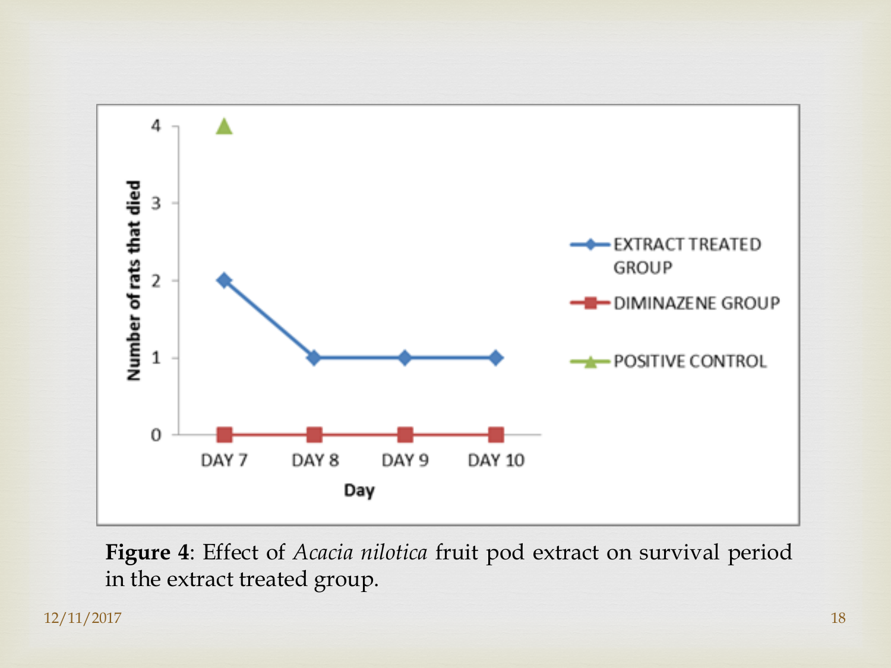**Figure 4**: Effect of *Acacia nilotica* fruit pod extract on survival period in the extract treated group.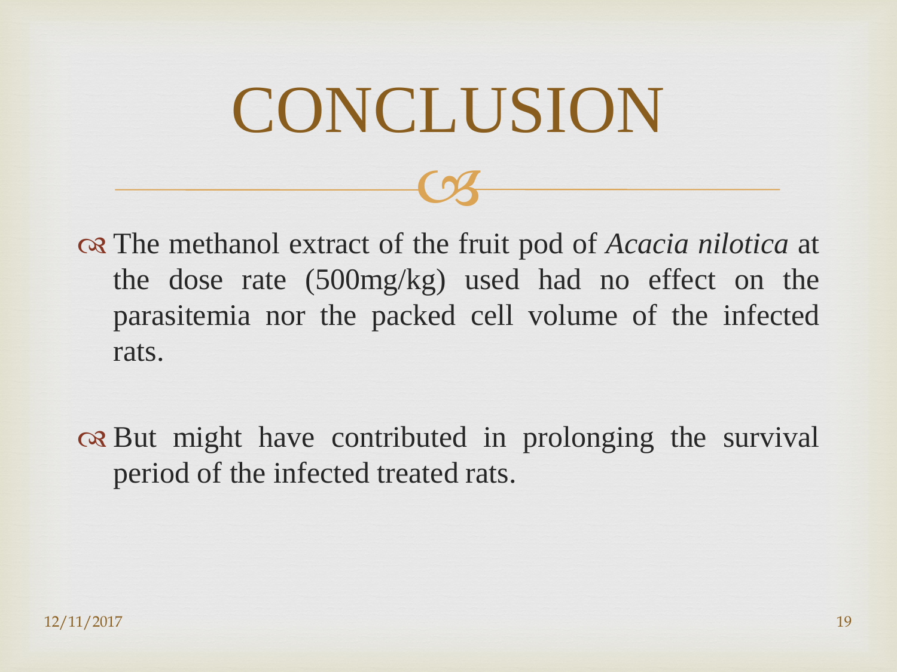# CONCLUSION

- The methanol extract of the fruit pod of *Acacia nilotica* at the dose rate (500mg/kg) used had no effect on the parasitemia nor the packed cell volume of the infected rats.

- But might have contributed in prolonging the survival period of the infected treated rats.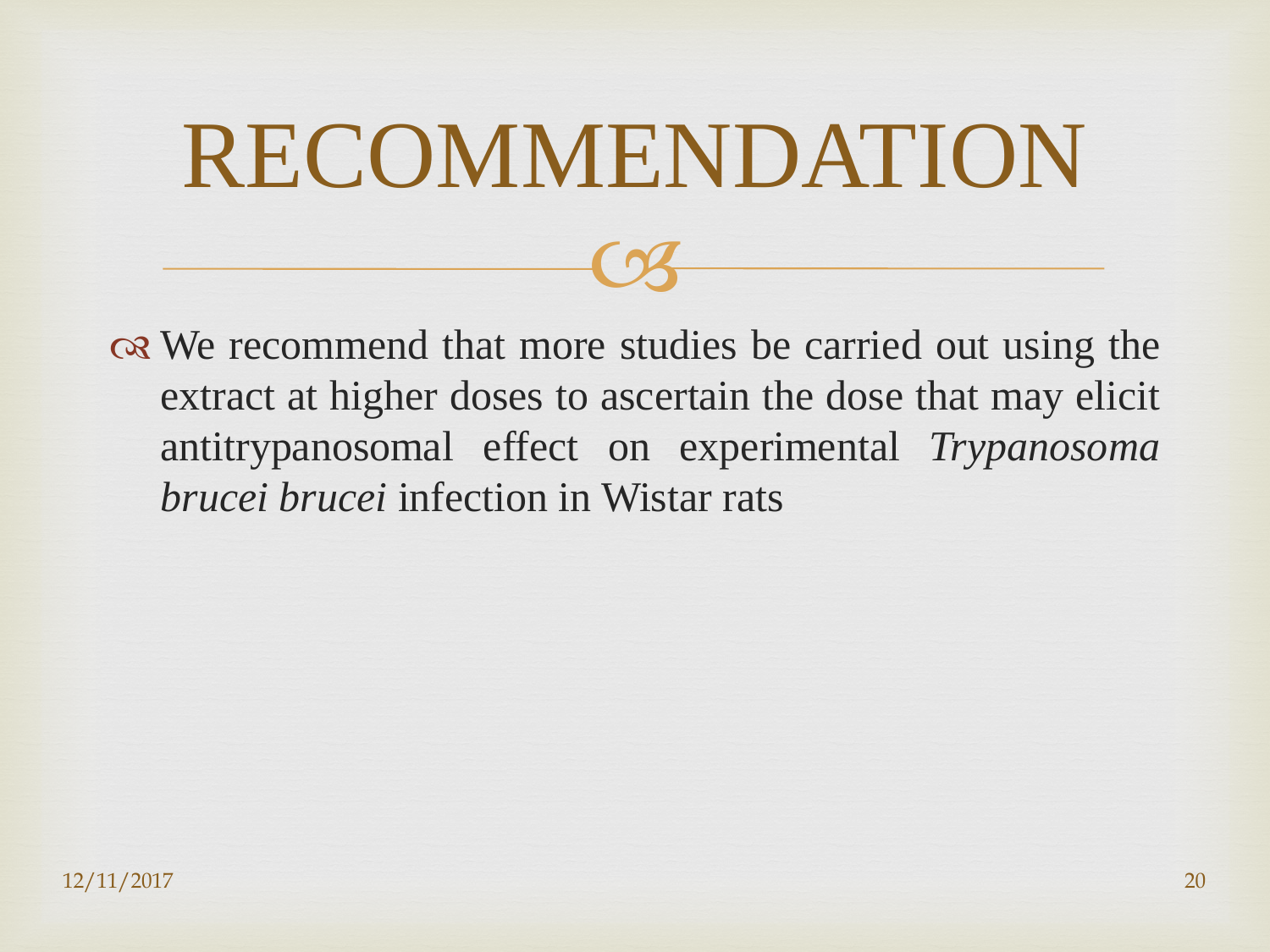# RECOMMENDATION

- We recommend that more studies be carried out using the extract at higher doses to ascertain the dose that may elicit antitrypanosomal effect on experimental *Trypanosoma brucei brucei* infection in Wistar rats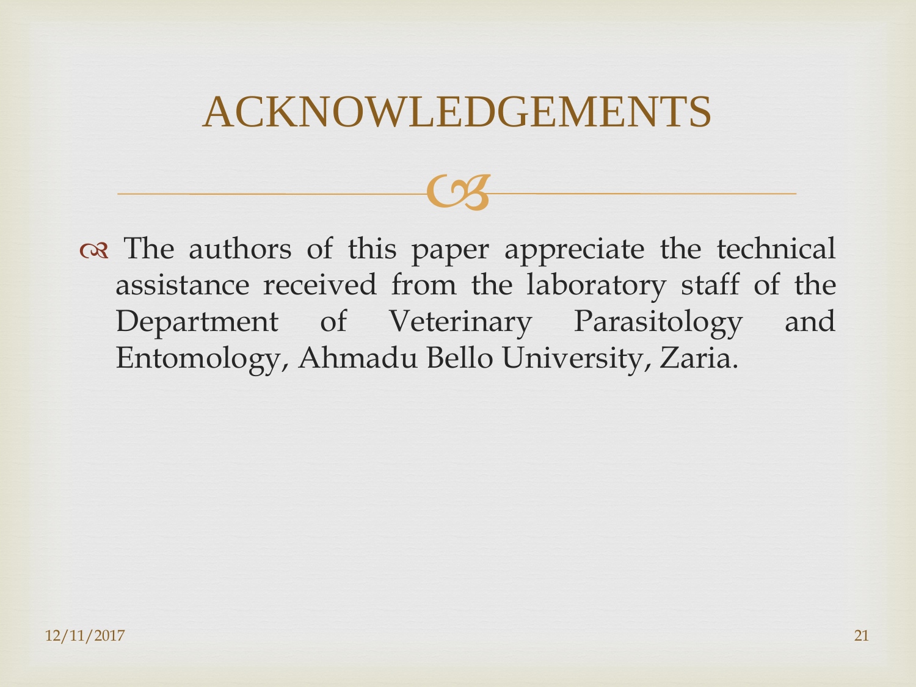# ACKNOWLEDGEMENTS

- The authors of this paper appreciate the technical assistance received from the laboratory staff of the Department of Veterinary Parasitology and Entomology, Ahmadu Bello University, Zaria.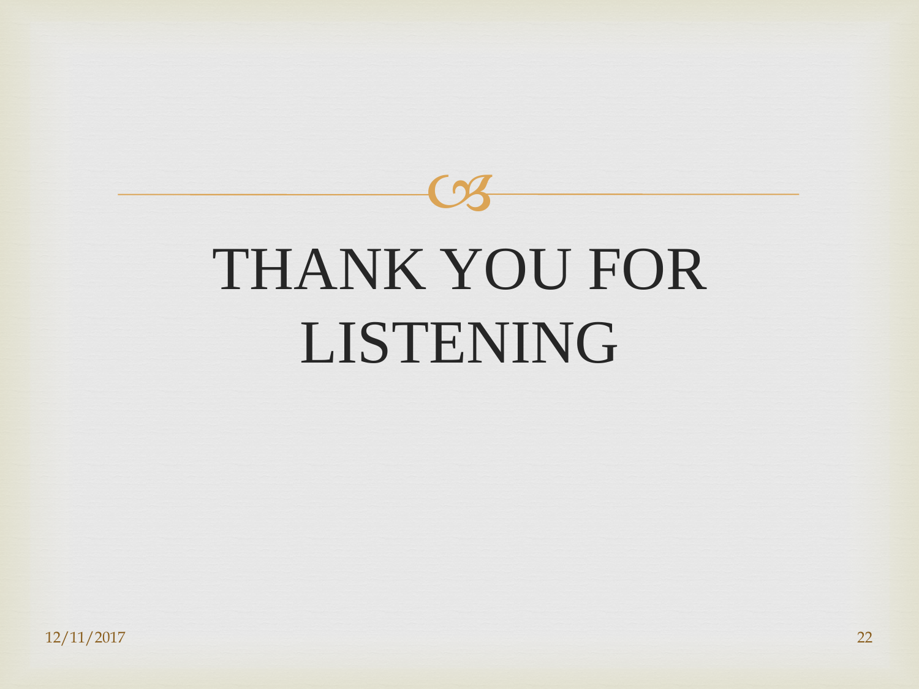# THANK YOU FOR LISTENING